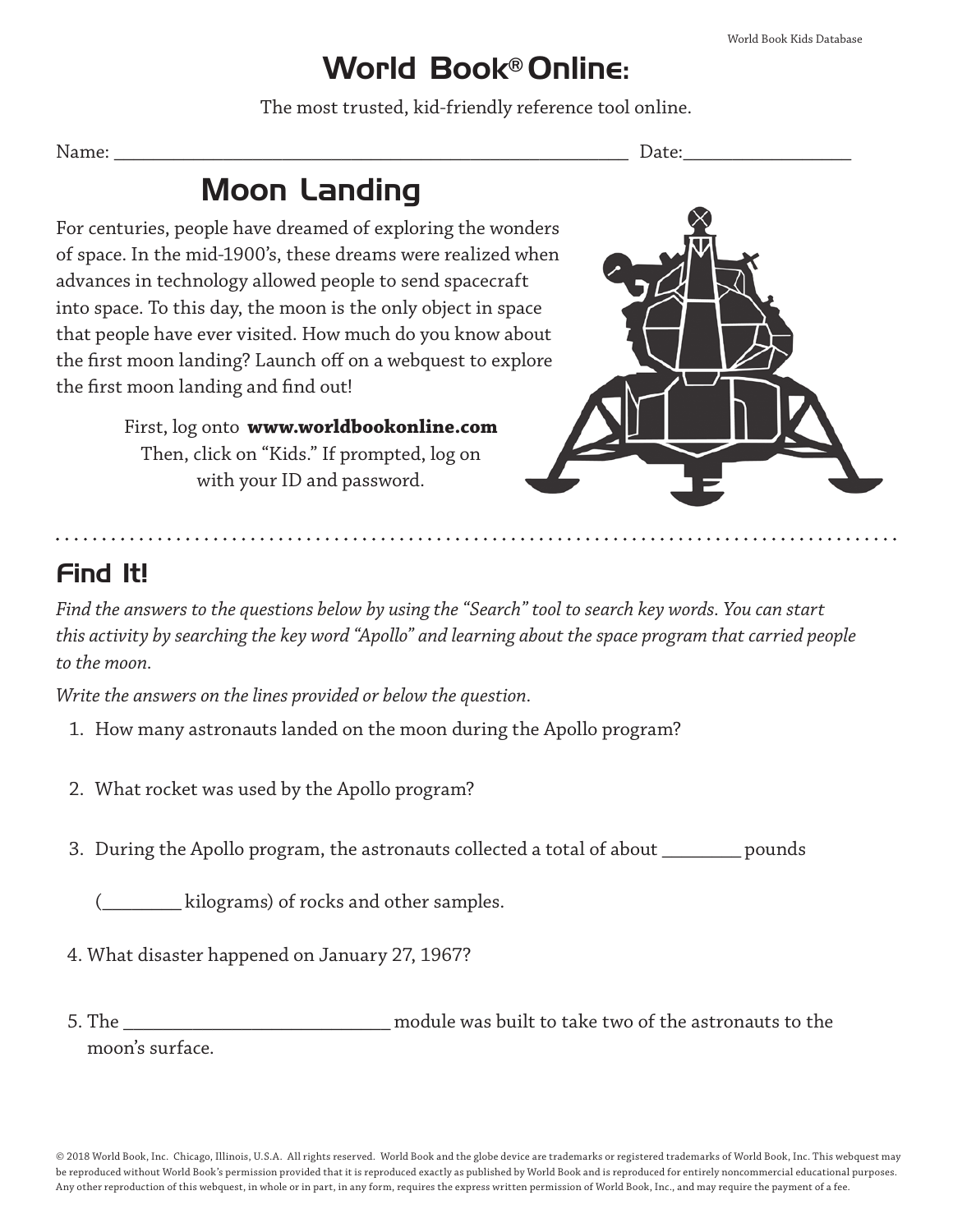# World Book® Online:

The most trusted, kid-friendly reference tool online.

Name: ______________________________________________________ Date:________________

## Moon Landing

For centuries, people have dreamed of exploring the wonders of space. In the mid-1900's, these dreams were realized when advances in technology allowed people to send spacecraft into space. To this day, the moon is the only object in space that people have ever visited. How much do you know about the first moon landing? Launch off on a webquest to explore the first moon landing and find out!

First, log onto **www.worldbookonline.com**
Then, click on "Kids." If prompted, log on with your ID and password.

## Find It!

*Find the answers to the questions below by using the "Search" tool to search key words. You can start this activity by searching the key word "Apollo" and learning about the space program that carried people to the moon.*

*Write the answers on the lines provided or below the question.*

1. How many astronauts landed on the moon during the Apollo program?

2. What rocket was used by the Apollo program?

3. During the Apollo program, the astronauts collected a total of about ________ pounds (________ kilograms) of rocks and other samples.

4. What disaster happened on January 27, 1967?

5. The ____________________________ module was built to take two of the astronauts to the moon's surface.

© 2018 World Book, Inc. Chicago, Illinois, U.S.A. All rights reserved. World Book and the globe device are trademarks or registered trademarks of World Book, Inc. This webquest may be reproduced without World Book's permission provided that it is reproduced exactly as published by World Book and is reproduced for entirely noncommercial educational purposes. Any other reproduction of this webquest, in whole or in part, in any form, requires the express written permission of World Book, Inc., and may require the payment of a fee.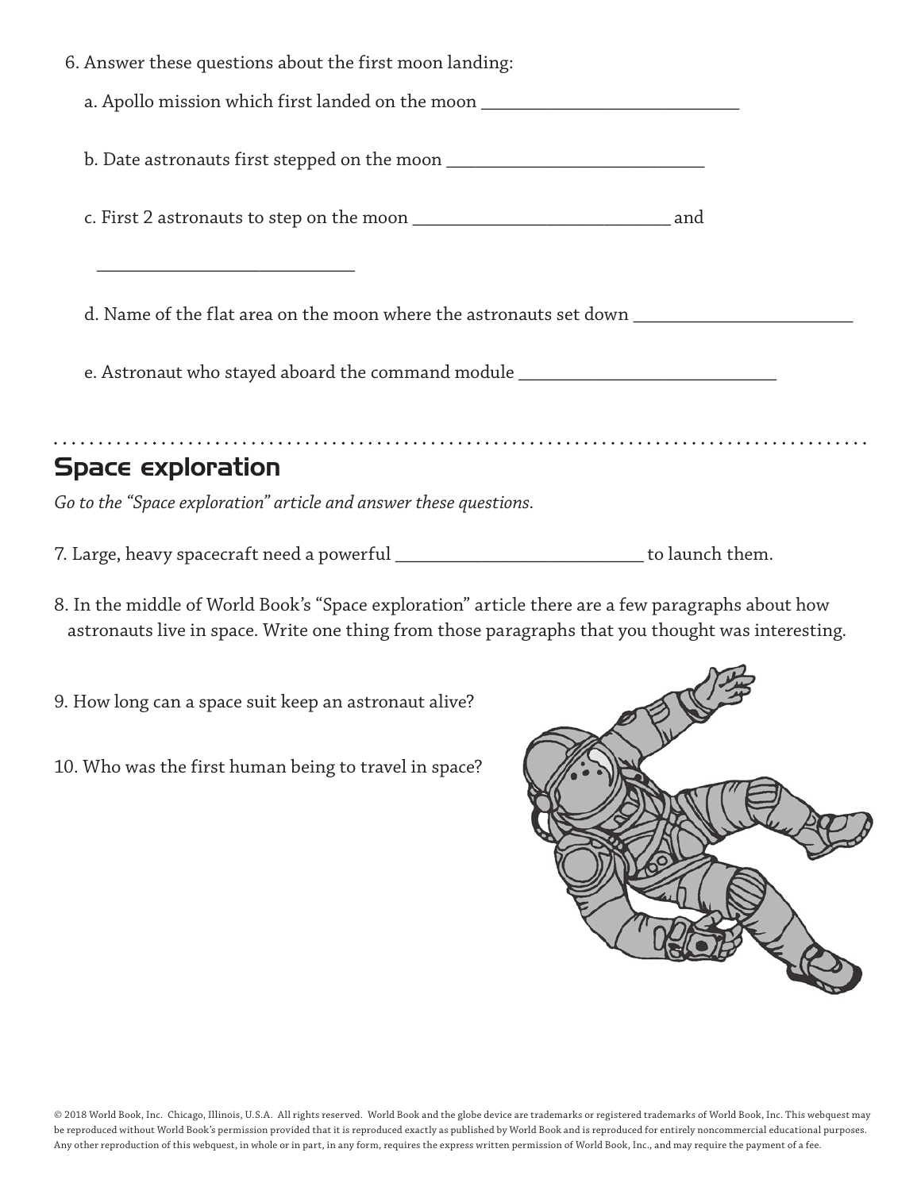6. Answer these questions about the first moon landing:

   a. Apollo mission which first landed on the moon ______________________________

   b. Date astronauts first stepped on the moon ______________________________

   c. First 2 astronauts to step on the moon ______________________________ and ______________________________

   d. Name of the flat area on the moon where the astronauts set down ________________________

   e. Astronaut who stayed aboard the command module ______________________________

## Space exploration

*Go to the "Space exploration" article and answer these questions.*

7. Large, heavy spacecraft need a powerful ____________________________ to launch them.

8. In the middle of World Book's "Space exploration" article there are a few paragraphs about how astronauts live in space. Write one thing from those paragraphs that you thought was interesting.

9. How long can a space suit keep an astronaut alive?

10. Who was the first human being to travel in space?

© 2018 World Book, Inc. Chicago, Illinois, U.S.A. All rights reserved. World Book and the globe device are trademarks or registered trademarks of World Book, Inc. This webquest may be reproduced without World Book's permission provided that it is reproduced exactly as published by World Book and is reproduced for entirely noncommercial educational purposes. Any other reproduction of this webquest, in whole or in part, in any form, requires the express written permission of World Book, Inc., and may require the payment of a fee.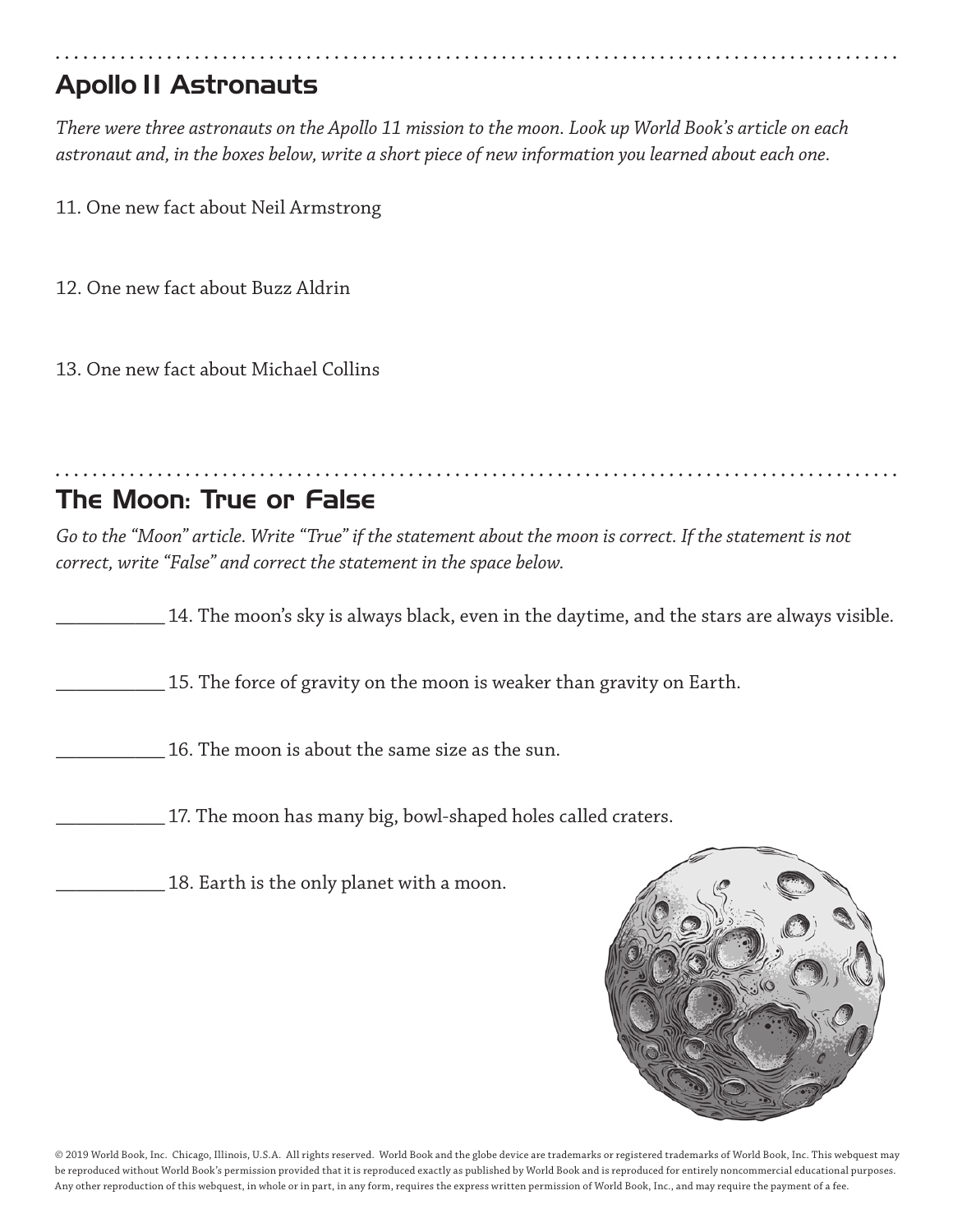## Apollo 11 Astronauts

*There were three astronauts on the Apollo 11 mission to the moon. Look up World Book's article on each astronaut and, in the boxes below, write a short piece of new information you learned about each one.*

11. One new fact about Neil Armstrong

12. One new fact about Buzz Aldrin

13. One new fact about Michael Collins

## The Moon: True or False

*Go to the "Moon" article. Write "True" if the statement about the moon is correct. If the statement is not correct, write "False" and correct the statement in the space below.*

___________ 14. The moon's sky is always black, even in the daytime, and the stars are always visible.

___________ 15. The force of gravity on the moon is weaker than gravity on Earth.

___________ 16. The moon is about the same size as the sun.

___________ 17. The moon has many big, bowl-shaped holes called craters.

___________ 18. Earth is the only planet with a moon.

© 2019 World Book, Inc. Chicago, Illinois, U.S.A. All rights reserved. World Book and the globe device are trademarks or registered trademarks of World Book, Inc. This webquest may be reproduced without World Book's permission provided that it is reproduced exactly as published by World Book and is reproduced for entirely noncommercial educational purposes. Any other reproduction of this webquest, in whole or in part, in any form, requires the express written permission of World Book, Inc., and may require the payment of a fee.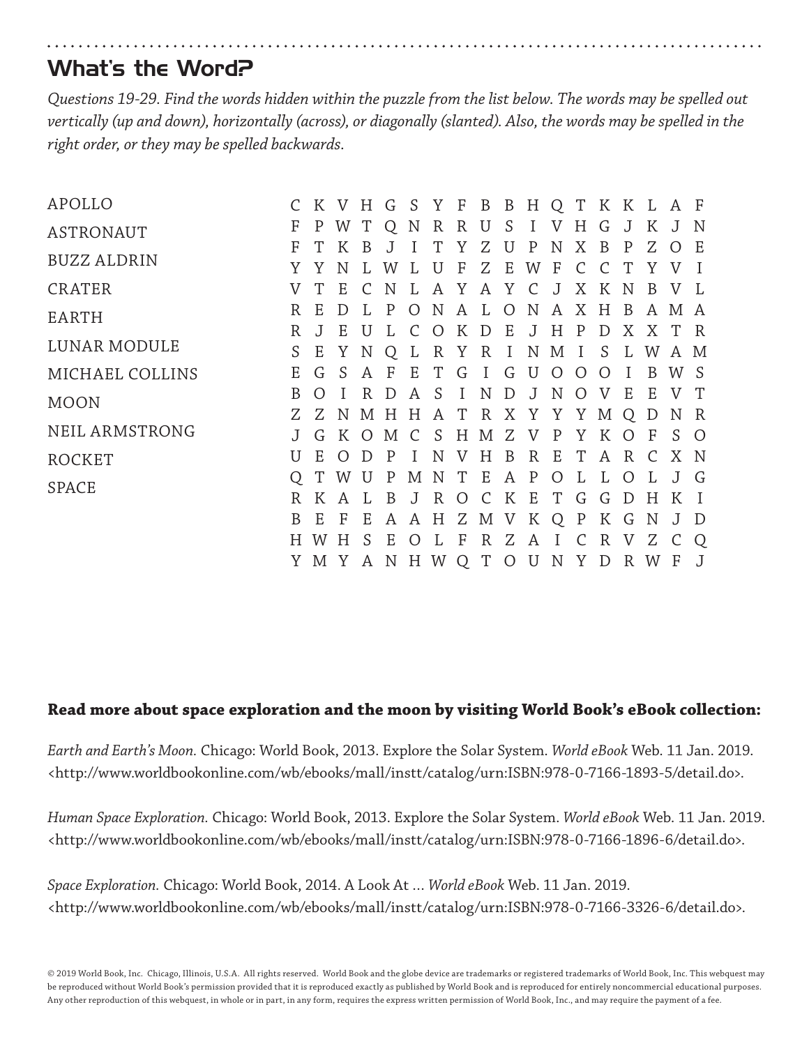## What's the Word?

*Questions 19-29. Find the words hidden within the puzzle from the list below. The words may be spelled out vertically (up and down), horizontally (across), or diagonally (slanted). Also, the words may be spelled in the right order, or they may be spelled backwards.*

APOLLO
ASTRONAUT
BUZZ ALDRIN
CRATER
EARTH
LUNAR MODULE
MICHAEL COLLINS
MOON
NEIL ARMSTRONG
ROCKET
SPACE

```
C K V H G S Y F B B H Q T K K L A F
F P W T Q N R R U S I V H G J K J N
F T K B J I T Y Z U P N X B P Z O E
Y Y N L W L U F Z E W F C C T Y V I
V T E C N L A Y A Y C J X K N B V L
R E D L P O N A L O N A X H B A M A
R J E U L C O K D E J H P D X X T R
S E Y N Q L R Y R I N M I S L W A M
E G S A F E T G I G U O O O I B W S
B O I R D A S I N D J N O V E E V T
Z Z N M H H A T R X Y Y Y M Q D N R
J G K O M C S H M Z V P Y K O F S O
U E O D P I N V H B R E T A R C X N
Q T W U P M N T E A P O L L O L J G
R K A L B J R O C K E T G G D H K I
B E F E A A H Z M V K Q P K G N J D
H W H S E O L F R Z A I C R V Z C Q
Y M Y A N H W Q T O U N Y D R W F J
```

**Read more about space exploration and the moon by visiting World Book's eBook collection:**

*Earth and Earth's Moon.* Chicago: World Book, 2013. Explore the Solar System. *World eBook* Web. 11 Jan. 2019. <http://www.worldbookonline.com/wb/ebooks/mall/instt/catalog/urn:ISBN:978-0-7166-1893-5/detail.do>.

*Human Space Exploration.* Chicago: World Book, 2013. Explore the Solar System. *World eBook* Web. 11 Jan. 2019. <http://www.worldbookonline.com/wb/ebooks/mall/instt/catalog/urn:ISBN:978-0-7166-1896-6/detail.do>.

*Space Exploration.* Chicago: World Book, 2014. A Look At ... *World eBook* Web. 11 Jan. 2019. <http://www.worldbookonline.com/wb/ebooks/mall/instt/catalog/urn:ISBN:978-0-7166-3326-6/detail.do>.

© 2019 World Book, Inc. Chicago, Illinois, U.S.A. All rights reserved. World Book and the globe device are trademarks or registered trademarks of World Book, Inc. This webquest may be reproduced without World Book's permission provided that it is reproduced exactly as published by World Book and is reproduced for entirely noncommercial educational purposes. Any other reproduction of this webquest, in whole or in part, in any form, requires the express written permission of World Book, Inc., and may require the payment of a fee.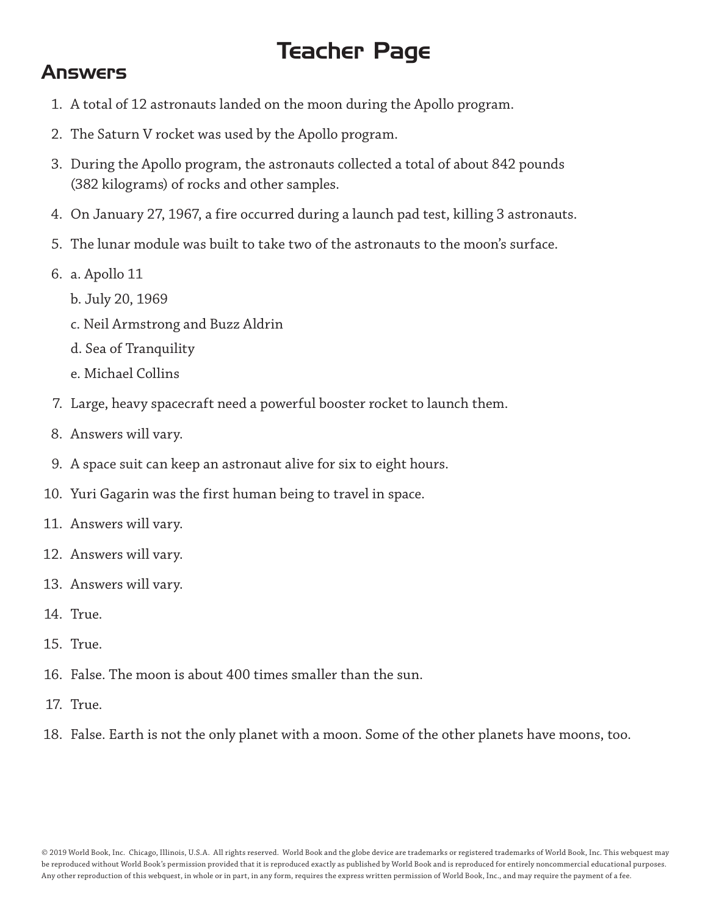# Teacher Page

## Answers

1. A total of 12 astronauts landed on the moon during the Apollo program.
2. The Saturn V rocket was used by the Apollo program.
3. During the Apollo program, the astronauts collected a total of about 842 pounds (382 kilograms) of rocks and other samples.
4. On January 27, 1967, a fire occurred during a launch pad test, killing 3 astronauts.
5. The lunar module was built to take two of the astronauts to the moon's surface.
6. a. Apollo 11

   b. July 20, 1969

   c. Neil Armstrong and Buzz Aldrin

   d. Sea of Tranquility

   e. Michael Collins
7. Large, heavy spacecraft need a powerful booster rocket to launch them.
8. Answers will vary.
9. A space suit can keep an astronaut alive for six to eight hours.
10. Yuri Gagarin was the first human being to travel in space.
11. Answers will vary.
12. Answers will vary.
13. Answers will vary.
14. True.
15. True.
16. False. The moon is about 400 times smaller than the sun.
17. True.
18. False. Earth is not the only planet with a moon. Some of the other planets have moons, too.

© 2019 World Book, Inc. Chicago, Illinois, U.S.A. All rights reserved. World Book and the globe device are trademarks or registered trademarks of World Book, Inc. This webquest may be reproduced without World Book's permission provided that it is reproduced exactly as published by World Book and is reproduced for entirely noncommercial educational purposes. Any other reproduction of this webquest, in whole or in part, in any form, requires the express written permission of World Book, Inc., and may require the payment of a fee.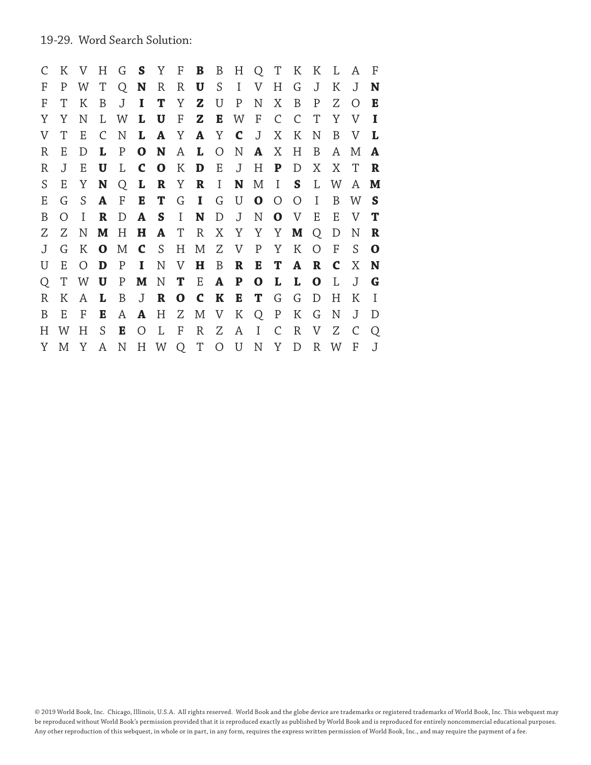19-29. Word Search Solution:

| | | | | | | | | | | | | | | | | | |
|---|---|---|---|---|---|---|---|---|---|---|---|---|---|---|---|---|---|
| C | K | V | H | G | **S** | Y | F | **B** | B | H | Q | T | K | K | L | A | F |
| F | P | W | T | Q | **N** | R | R | **U** | S | I | V | H | G | J | K | J | **N** |
| F | T | K | B | J | **I** | **T** | Y | **Z** | U | P | N | X | B | P | Z | O | **E** |
| Y | Y | N | L | W | **L** | **U** | F | **Z** | **E** | W | F | C | C | T | Y | V | **I** |
| V | T | E | C | N | **L** | **A** | Y | **A** | Y | **C** | J | X | K | N | B | V | **L** |
| R | E | D | **L** | P | **O** | **N** | A | **L** | O | N | **A** | X | H | B | A | M | **A** |
| R | J | E | **U** | L | **C** | **O** | K | **D** | E | J | H | **P** | D | X | X | T | **R** |
| S | E | Y | **N** | Q | **L** | **R** | Y | **R** | I | **N** | M | I | **S** | L | W | A | **M** |
| E | G | S | **A** | F | **E** | **T** | G | **I** | G | U | **O** | O | O | I | B | W | **S** |
| B | O | I | **R** | D | **A** | **S** | I | **N** | D | J | N | **O** | V | E | E | V | **T** |
| Z | Z | N | **M** | H | **H** | **A** | T | R | X | Y | Y | Y | **M** | Q | D | N | **R** |
| J | G | K | **O** | M | **C** | S | H | M | Z | V | P | Y | K | O | F | S | **O** |
| U | E | O | **D** | P | **I** | N | V | **H** | B | **R** | **E** | **T** | **A** | **R** | **C** | X | **N** |
| Q | T | W | **U** | P | **M** | N | **T** | E | **A** | **P** | **O** | **L** | **L** | **O** | L | J | **G** |
| R | K | A | **L** | B | J | **R** | **O** | **C** | **K** | **E** | **T** | G | G | D | H | K | I |
| B | E | F | **E** | A | **A** | H | Z | M | V | K | Q | P | K | G | N | J | D |
| H | W | H | S | **E** | O | L | F | R | Z | A | I | C | R | V | Z | C | Q |
| Y | M | Y | A | N | H | W | Q | T | O | U | N | Y | D | R | W | F | J |

© 2019 World Book, Inc. Chicago, Illinois, U.S.A. All rights reserved. World Book and the globe device are trademarks or registered trademarks of World Book, Inc. This webquest may be reproduced without World Book's permission provided that it is reproduced exactly as published by World Book and is reproduced for entirely noncommercial educational purposes. Any other reproduction of this webquest, in whole or in part, in any form, requires the express written permission of World Book, Inc., and may require the payment of a fee.